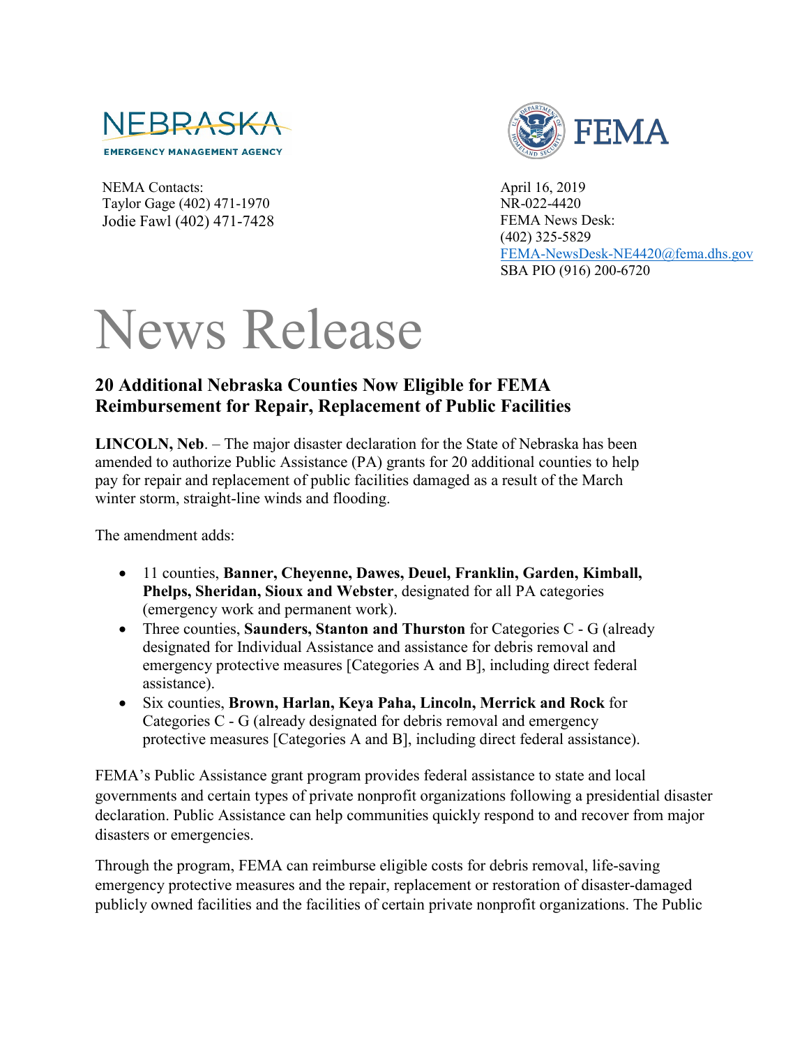NEBRASKA EMERGENCY MANAGEMENT AGENCY

FEMA

NEMA Contacts:
Taylor Gage (402) 471-1970
Jodie Fawl (402) 471-7428

April 16, 2019
NR-022-4420
FEMA News Desk:
(402) 325-5829
FEMA-NewsDesk-NE4420@fema.dhs.gov
SBA PIO (916) 200-6720

# News Release

## 20 Additional Nebraska Counties Now Eligible for FEMA Reimbursement for Repair, Replacement of Public Facilities

**LINCOLN, Neb**. – The major disaster declaration for the State of Nebraska has been amended to authorize Public Assistance (PA) grants for 20 additional counties to help pay for repair and replacement of public facilities damaged as a result of the March winter storm, straight-line winds and flooding.

The amendment adds:

- 11 counties, **Banner, Cheyenne, Dawes, Deuel, Franklin, Garden, Kimball, Phelps, Sheridan, Sioux and Webster**, designated for all PA categories (emergency work and permanent work).
- Three counties, **Saunders, Stanton and Thurston** for Categories C - G (already designated for Individual Assistance and assistance for debris removal and emergency protective measures [Categories A and B], including direct federal assistance).
- Six counties, **Brown, Harlan, Keya Paha, Lincoln, Merrick and Rock** for Categories C - G (already designated for debris removal and emergency protective measures [Categories A and B], including direct federal assistance).

FEMA's Public Assistance grant program provides federal assistance to state and local governments and certain types of private nonprofit organizations following a presidential disaster declaration. Public Assistance can help communities quickly respond to and recover from major disasters or emergencies.

Through the program, FEMA can reimburse eligible costs for debris removal, life-saving emergency protective measures and the repair, replacement or restoration of disaster-damaged publicly owned facilities and the facilities of certain private nonprofit organizations. The Public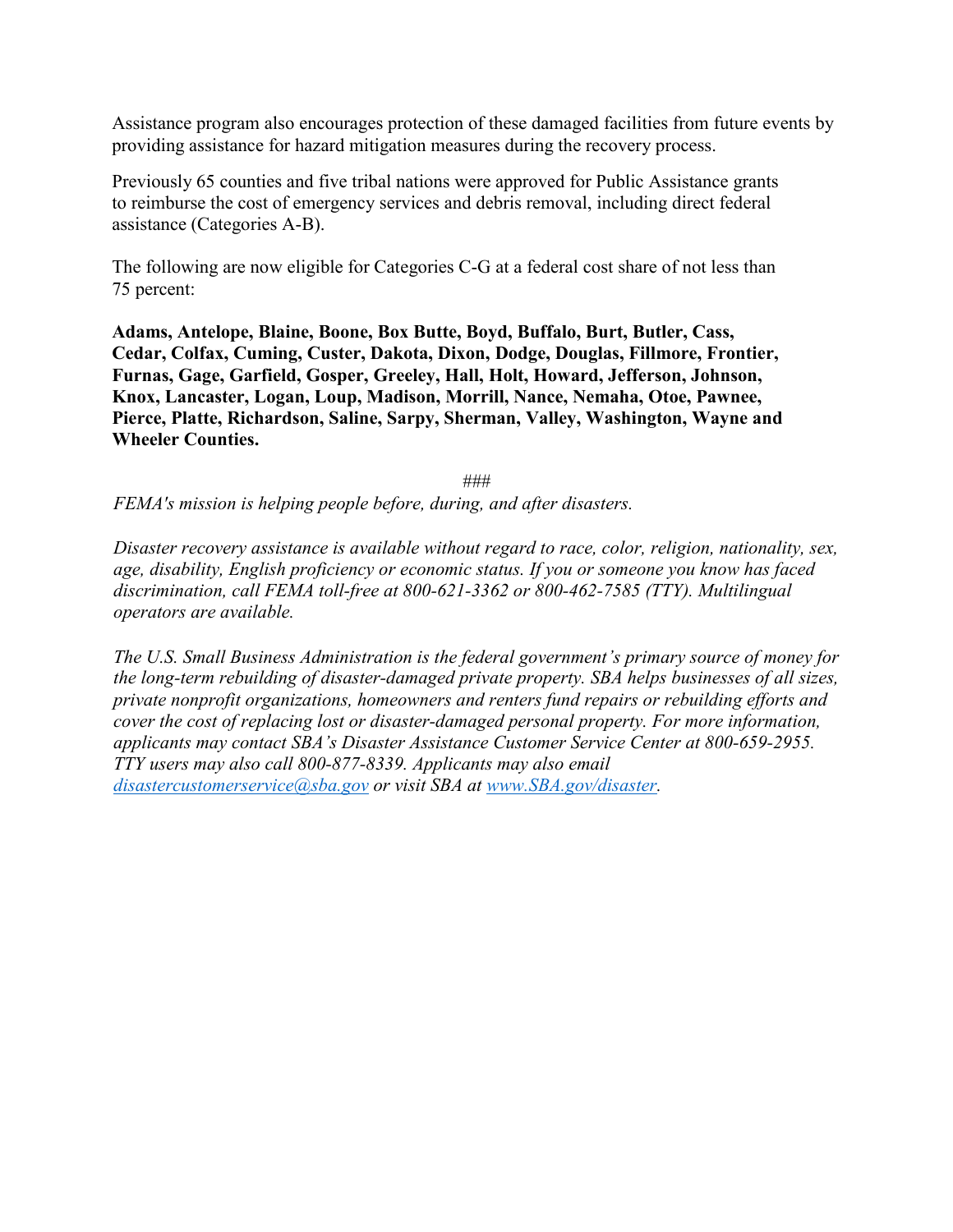Assistance program also encourages protection of these damaged facilities from future events by providing assistance for hazard mitigation measures during the recovery process.

Previously 65 counties and five tribal nations were approved for Public Assistance grants to reimburse the cost of emergency services and debris removal, including direct federal assistance (Categories A-B).

The following are now eligible for Categories C-G at a federal cost share of not less than 75 percent:

**Adams, Antelope, Blaine, Boone, Box Butte, Boyd, Buffalo, Burt, Butler, Cass, Cedar, Colfax, Cuming, Custer, Dakota, Dixon, Dodge, Douglas, Fillmore, Frontier, Furnas, Gage, Garfield, Gosper, Greeley, Hall, Holt, Howard, Jefferson, Johnson, Knox, Lancaster, Logan, Loup, Madison, Morrill, Nance, Nemaha, Otoe, Pawnee, Pierce, Platte, Richardson, Saline, Sarpy, Sherman, Valley, Washington, Wayne and Wheeler Counties.**

###

*FEMA's mission is helping people before, during, and after disasters.*

*Disaster recovery assistance is available without regard to race, color, religion, nationality, sex, age, disability, English proficiency or economic status. If you or someone you know has faced discrimination, call FEMA toll-free at 800-621-3362 or 800-462-7585 (TTY). Multilingual operators are available.*

*The U.S. Small Business Administration is the federal government's primary source of money for the long-term rebuilding of disaster-damaged private property. SBA helps businesses of all sizes, private nonprofit organizations, homeowners and renters fund repairs or rebuilding efforts and cover the cost of replacing lost or disaster-damaged personal property. For more information, applicants may contact SBA's Disaster Assistance Customer Service Center at 800-659-2955. TTY users may also call 800-877-8339. Applicants may also email [disastercustomerservice@sba.gov](mailto:disastercustomerservice@sba.gov) or visit SBA at [www.SBA.gov/disaster](http://www.SBA.gov/disaster).*